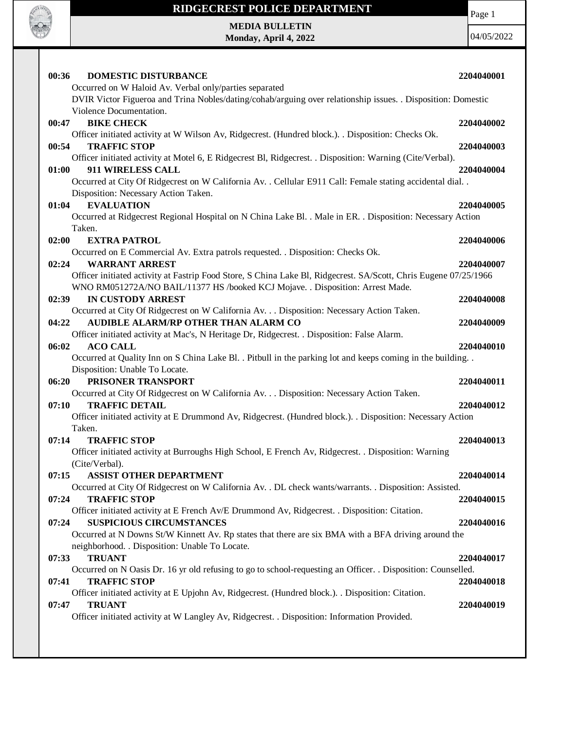# RIDGECREST POLICE DEPARTMENT

**MEDIA BULLETIN**
**Monday, April 4, 2022**

04/05/2022

**00:36 DOMESTIC DISTURBANCE** **2204040001**
Occurred on W Haloid Av. Verbal only/parties separated
DVIR Victor Figueroa and Trina Nobles/dating/cohab/arguing over relationship issues. . Disposition: Domestic Violence Documentation.

**00:47 BIKE CHECK** **2204040002**
Officer initiated activity at W Wilson Av, Ridgecrest. (Hundred block.). . Disposition: Checks Ok.

**00:54 TRAFFIC STOP** **2204040003**
Officer initiated activity at Motel 6, E Ridgecrest Bl, Ridgecrest. . Disposition: Warning (Cite/Verbal).

**01:00 911 WIRELESS CALL** **2204040004**
Occurred at City Of Ridgecrest on W California Av. . Cellular E911 Call: Female stating accidental dial. . Disposition: Necessary Action Taken.

**01:04 EVALUATION** **2204040005**
Occurred at Ridgecrest Regional Hospital on N China Lake Bl. . Male in ER. . Disposition: Necessary Action Taken.

**02:00 EXTRA PATROL** **2204040006**
Occurred on E Commercial Av. Extra patrols requested. . Disposition: Checks Ok.

**02:24 WARRANT ARREST** **2204040007**
Officer initiated activity at Fastrip Food Store, S China Lake Bl, Ridgecrest. SA/Scott, Chris Eugene 07/25/1966 WNO RM051272A/NO BAIL/11377 HS /booked KCJ Mojave. . Disposition: Arrest Made.

**02:39 IN CUSTODY ARREST** **2204040008**
Occurred at City Of Ridgecrest on W California Av. . . Disposition: Necessary Action Taken.

**04:22 AUDIBLE ALARM/RP OTHER THAN ALARM CO** **2204040009**
Officer initiated activity at Mac's, N Heritage Dr, Ridgecrest. . Disposition: False Alarm.

**06:02 ACO CALL** **2204040010**
Occurred at Quality Inn on S China Lake Bl. . Pitbull in the parking lot and keeps coming in the building. . Disposition: Unable To Locate.

**06:20 PRISONER TRANSPORT** **2204040011**
Occurred at City Of Ridgecrest on W California Av. . . Disposition: Necessary Action Taken.

**07:10 TRAFFIC DETAIL** **2204040012**
Officer initiated activity at E Drummond Av, Ridgecrest. (Hundred block.). . Disposition: Necessary Action Taken.

**07:14 TRAFFIC STOP** **2204040013**
Officer initiated activity at Burroughs High School, E French Av, Ridgecrest. . Disposition: Warning (Cite/Verbal).

**07:15 ASSIST OTHER DEPARTMENT** **2204040014**
Occurred at City Of Ridgecrest on W California Av. . DL check wants/warrants. . Disposition: Assisted.

**07:24 TRAFFIC STOP** **2204040015**
Officer initiated activity at E French Av/E Drummond Av, Ridgecrest. . Disposition: Citation.

**07:24 SUSPICIOUS CIRCUMSTANCES** **2204040016**
Occurred at N Downs St/W Kinnett Av. Rp states that there are six BMA with a BFA driving around the neighborhood. . Disposition: Unable To Locate.

**07:33 TRUANT** **2204040017**
Occurred on N Oasis Dr. 16 yr old refusing to go to school-requesting an Officer. . Disposition: Counselled.

**07:41 TRAFFIC STOP** **2204040018**
Officer initiated activity at E Upjohn Av, Ridgecrest. (Hundred block.). . Disposition: Citation.

**07:47 TRUANT** **2204040019**
Officer initiated activity at W Langley Av, Ridgecrest. . Disposition: Information Provided.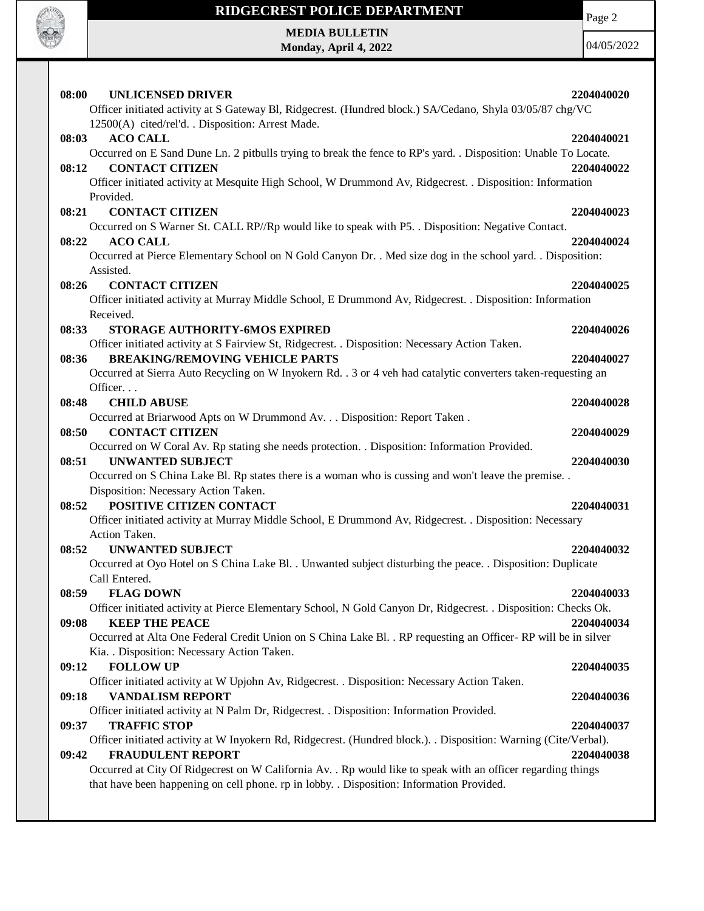**08:00 UNLICENSED DRIVER 2204040020**
Officer initiated activity at S Gateway Bl, Ridgecrest. (Hundred block.) SA/Cedano, Shyla 03/05/87 chg/VC 12500(A) cited/rel'd. . Disposition: Arrest Made.

**08:03 ACO CALL 2204040021**
Occurred on E Sand Dune Ln. 2 pitbulls trying to break the fence to RP's yard. . Disposition: Unable To Locate.

**08:12 CONTACT CITIZEN 2204040022**
Officer initiated activity at Mesquite High School, W Drummond Av, Ridgecrest. . Disposition: Information Provided.

**08:21 CONTACT CITIZEN 2204040023**
Occurred on S Warner St. CALL RP//Rp would like to speak with P5. . Disposition: Negative Contact.

**08:22 ACO CALL 2204040024**
Occurred at Pierce Elementary School on N Gold Canyon Dr. . Med size dog in the school yard. . Disposition: Assisted.

**08:26 CONTACT CITIZEN 2204040025**
Officer initiated activity at Murray Middle School, E Drummond Av, Ridgecrest. . Disposition: Information Received.

**08:33 STORAGE AUTHORITY-6MOS EXPIRED 2204040026**
Officer initiated activity at S Fairview St, Ridgecrest. . Disposition: Necessary Action Taken.

**08:36 BREAKING/REMOVING VEHICLE PARTS 2204040027**
Occurred at Sierra Auto Recycling on W Inyokern Rd. . 3 or 4 veh had catalytic converters taken-requesting an Officer. . .

**08:48 CHILD ABUSE 2204040028**
Occurred at Briarwood Apts on W Drummond Av. . . Disposition: Report Taken .

**08:50 CONTACT CITIZEN 2204040029**
Occurred on W Coral Av. Rp stating she needs protection. . Disposition: Information Provided.

**08:51 UNWANTED SUBJECT 2204040030**
Occurred on S China Lake Bl. Rp states there is a woman who is cussing and won't leave the premise. . Disposition: Necessary Action Taken.

**08:52 POSITIVE CITIZEN CONTACT 2204040031**
Officer initiated activity at Murray Middle School, E Drummond Av, Ridgecrest. . Disposition: Necessary Action Taken.

**08:52 UNWANTED SUBJECT 2204040032**
Occurred at Oyo Hotel on S China Lake Bl. . Unwanted subject disturbing the peace. . Disposition: Duplicate Call Entered.

**08:59 FLAG DOWN 2204040033**
Officer initiated activity at Pierce Elementary School, N Gold Canyon Dr, Ridgecrest. . Disposition: Checks Ok.

**09:08 KEEP THE PEACE 2204040034**
Occurred at Alta One Federal Credit Union on S China Lake Bl. . RP requesting an Officer- RP will be in silver Kia. . Disposition: Necessary Action Taken.

**09:12 FOLLOW UP 2204040035**
Officer initiated activity at W Upjohn Av, Ridgecrest. . Disposition: Necessary Action Taken.

**09:18 VANDALISM REPORT 2204040036**
Officer initiated activity at N Palm Dr, Ridgecrest. . Disposition: Information Provided.

**09:37 TRAFFIC STOP 2204040037**
Officer initiated activity at W Inyokern Rd, Ridgecrest. (Hundred block.). . Disposition: Warning (Cite/Verbal).

**09:42 FRAUDULENT REPORT 2204040038**
Occurred at City Of Ridgecrest on W California Av. . Rp would like to speak with an officer regarding things that have been happening on cell phone. rp in lobby. . Disposition: Information Provided.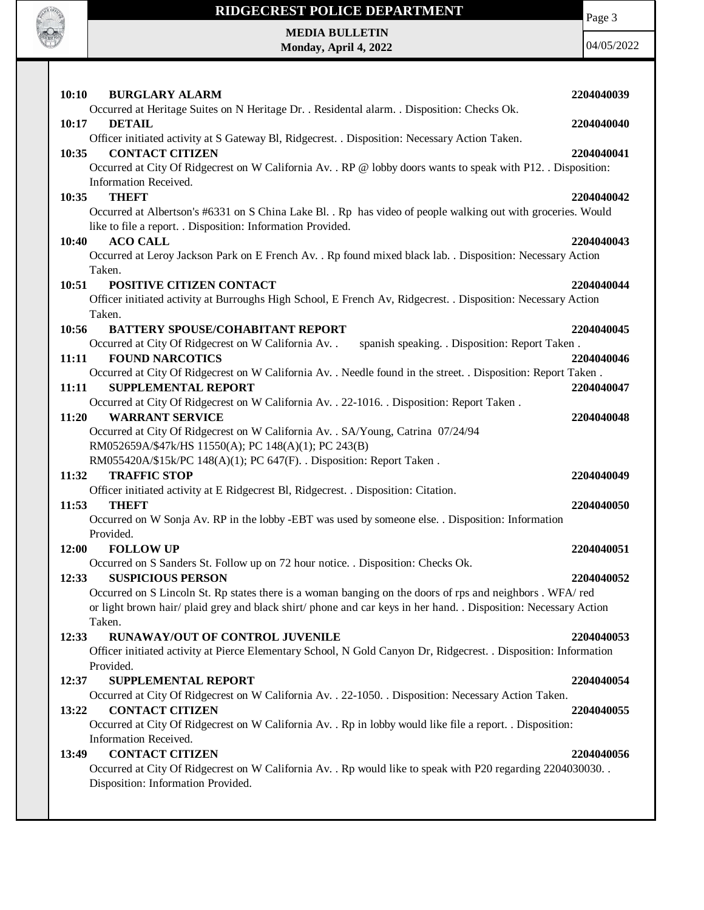**10:10 BURGLARY ALARM** **2204040039**

Occurred at Heritage Suites on N Heritage Dr. . Residental alarm. . Disposition: Checks Ok.

**10:17 DETAIL** **2204040040**

Officer initiated activity at S Gateway Bl, Ridgecrest. . Disposition: Necessary Action Taken.

**10:35 CONTACT CITIZEN** **2204040041**

Occurred at City Of Ridgecrest on W California Av. . RP @ lobby doors wants to speak with P12. . Disposition: Information Received.

**10:35 THEFT** **2204040042**

Occurred at Albertson's #6331 on S China Lake Bl. . Rp has video of people walking out with groceries. Would like to file a report. . Disposition: Information Provided.

**10:40 ACO CALL** **2204040043**

Occurred at Leroy Jackson Park on E French Av. . Rp found mixed black lab. . Disposition: Necessary Action Taken.

**10:51 POSITIVE CITIZEN CONTACT** **2204040044**

Officer initiated activity at Burroughs High School, E French Av, Ridgecrest. . Disposition: Necessary Action Taken.

**10:56 BATTERY SPOUSE/COHABITANT REPORT** **2204040045**

Occurred at City Of Ridgecrest on W California Av. . spanish speaking. . Disposition: Report Taken .

**11:11 FOUND NARCOTICS** **2204040046**

Occurred at City Of Ridgecrest on W California Av. . Needle found in the street. . Disposition: Report Taken .

**11:11 SUPPLEMENTAL REPORT** **2204040047**

Occurred at City Of Ridgecrest on W California Av. . 22-1016. . Disposition: Report Taken .

**11:20 WARRANT SERVICE** **2204040048**

Occurred at City Of Ridgecrest on W California Av. . SA/Young, Catrina 07/24/94
RM052659A/$47k/HS 11550(A); PC 148(A)(1); PC 243(B)
RM055420A/$15k/PC 148(A)(1); PC 647(F). . Disposition: Report Taken .

**11:32 TRAFFIC STOP** **2204040049**

Officer initiated activity at E Ridgecrest Bl, Ridgecrest. . Disposition: Citation.

**11:53 THEFT** **2204040050**

Occurred on W Sonja Av. RP in the lobby -EBT was used by someone else. . Disposition: Information Provided.

**12:00 FOLLOW UP** **2204040051**

Occurred on S Sanders St. Follow up on 72 hour notice. . Disposition: Checks Ok.

**12:33 SUSPICIOUS PERSON** **2204040052**

Occurred on S Lincoln St. Rp states there is a woman banging on the doors of rps and neighbors . WFA/ red or light brown hair/ plaid grey and black shirt/ phone and car keys in her hand. . Disposition: Necessary Action Taken.

**12:33 RUNAWAY/OUT OF CONTROL JUVENILE** **2204040053**

Officer initiated activity at Pierce Elementary School, N Gold Canyon Dr, Ridgecrest. . Disposition: Information Provided.

**12:37 SUPPLEMENTAL REPORT** **2204040054**

Occurred at City Of Ridgecrest on W California Av. . 22-1050. . Disposition: Necessary Action Taken.

**13:22 CONTACT CITIZEN** **2204040055**

Occurred at City Of Ridgecrest on W California Av. . Rp in lobby would like file a report. . Disposition: Information Received.

**13:49 CONTACT CITIZEN** **2204040056**

Occurred at City Of Ridgecrest on W California Av. . Rp would like to speak with P20 regarding 2204030030. . Disposition: Information Provided.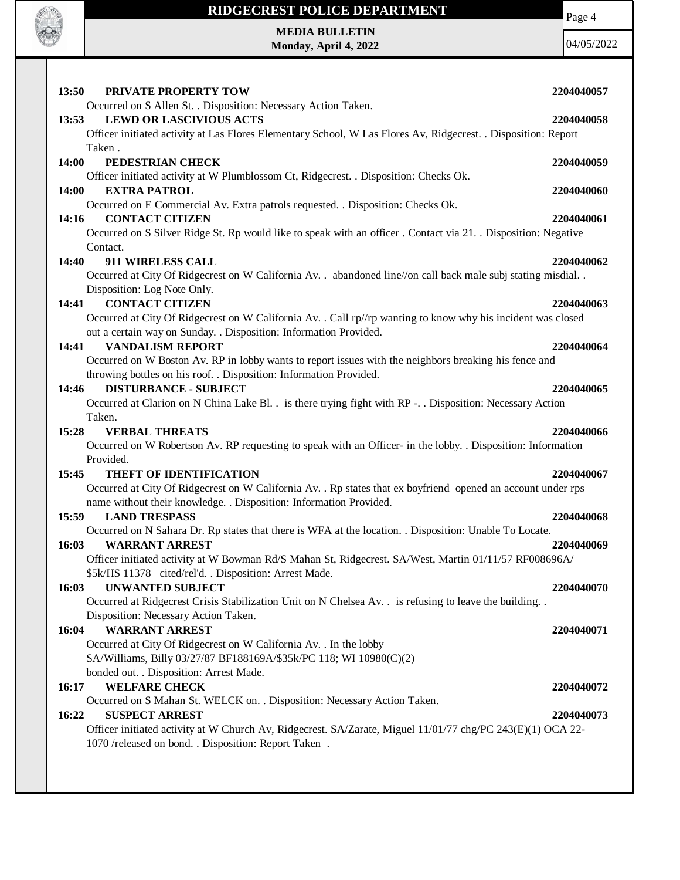**13:50 PRIVATE PROPERTY TOW** **2204040057**

Occurred on S Allen St. . Disposition: Necessary Action Taken.

**13:53 LEWD OR LASCIVIOUS ACTS** **2204040058**

Officer initiated activity at Las Flores Elementary School, W Las Flores Av, Ridgecrest. . Disposition: Report Taken .

**14:00 PEDESTRIAN CHECK** **2204040059**

Officer initiated activity at W Plumblossom Ct, Ridgecrest. . Disposition: Checks Ok.

**14:00 EXTRA PATROL** **2204040060**

Occurred on E Commercial Av. Extra patrols requested. . Disposition: Checks Ok.

**14:16 CONTACT CITIZEN** **2204040061**

Occurred on S Silver Ridge St. Rp would like to speak with an officer . Contact via 21. . Disposition: Negative Contact.

**14:40 911 WIRELESS CALL** **2204040062**

Occurred at City Of Ridgecrest on W California Av. . abandoned line//on call back male subj stating misdial. . Disposition: Log Note Only.

**14:41 CONTACT CITIZEN** **2204040063**

Occurred at City Of Ridgecrest on W California Av. . Call rp//rp wanting to know why his incident was closed out a certain way on Sunday. . Disposition: Information Provided.

**14:41 VANDALISM REPORT** **2204040064**

Occurred on W Boston Av. RP in lobby wants to report issues with the neighbors breaking his fence and throwing bottles on his roof. . Disposition: Information Provided.

**14:46 DISTURBANCE - SUBJECT** **2204040065**

Occurred at Clarion on N China Lake Bl. . is there trying fight with RP -. . Disposition: Necessary Action Taken.

**15:28 VERBAL THREATS** **2204040066**

Occurred on W Robertson Av. RP requesting to speak with an Officer- in the lobby. . Disposition: Information Provided.

**15:45 THEFT OF IDENTIFICATION** **2204040067**

Occurred at City Of Ridgecrest on W California Av. . Rp states that ex boyfriend opened an account under rps name without their knowledge. . Disposition: Information Provided.

**15:59 LAND TRESPASS** **2204040068**

Occurred on N Sahara Dr. Rp states that there is WFA at the location. . Disposition: Unable To Locate.

**16:03 WARRANT ARREST** **2204040069**

Officer initiated activity at W Bowman Rd/S Mahan St, Ridgecrest. SA/West, Martin 01/11/57 RF008696A/ $5k/HS 11378 cited/rel'd. . Disposition: Arrest Made.

**16:03 UNWANTED SUBJECT** **2204040070**

Occurred at Ridgecrest Crisis Stabilization Unit on N Chelsea Av. . is refusing to leave the building. . Disposition: Necessary Action Taken.

**16:04 WARRANT ARREST** **2204040071**

Occurred at City Of Ridgecrest on W California Av. . In the lobby
SA/Williams, Billy 03/27/87 BF188169A/$35k/PC 118; WI 10980(C)(2)
bonded out. . Disposition: Arrest Made.

**16:17 WELFARE CHECK** **2204040072**

Occurred on S Mahan St. WELCK on. . Disposition: Necessary Action Taken.

**16:22 SUSPECT ARREST** **2204040073**

Officer initiated activity at W Church Av, Ridgecrest. SA/Zarate, Miguel 11/01/77 chg/PC 243(E)(1) OCA 22-1070 /released on bond. . Disposition: Report Taken .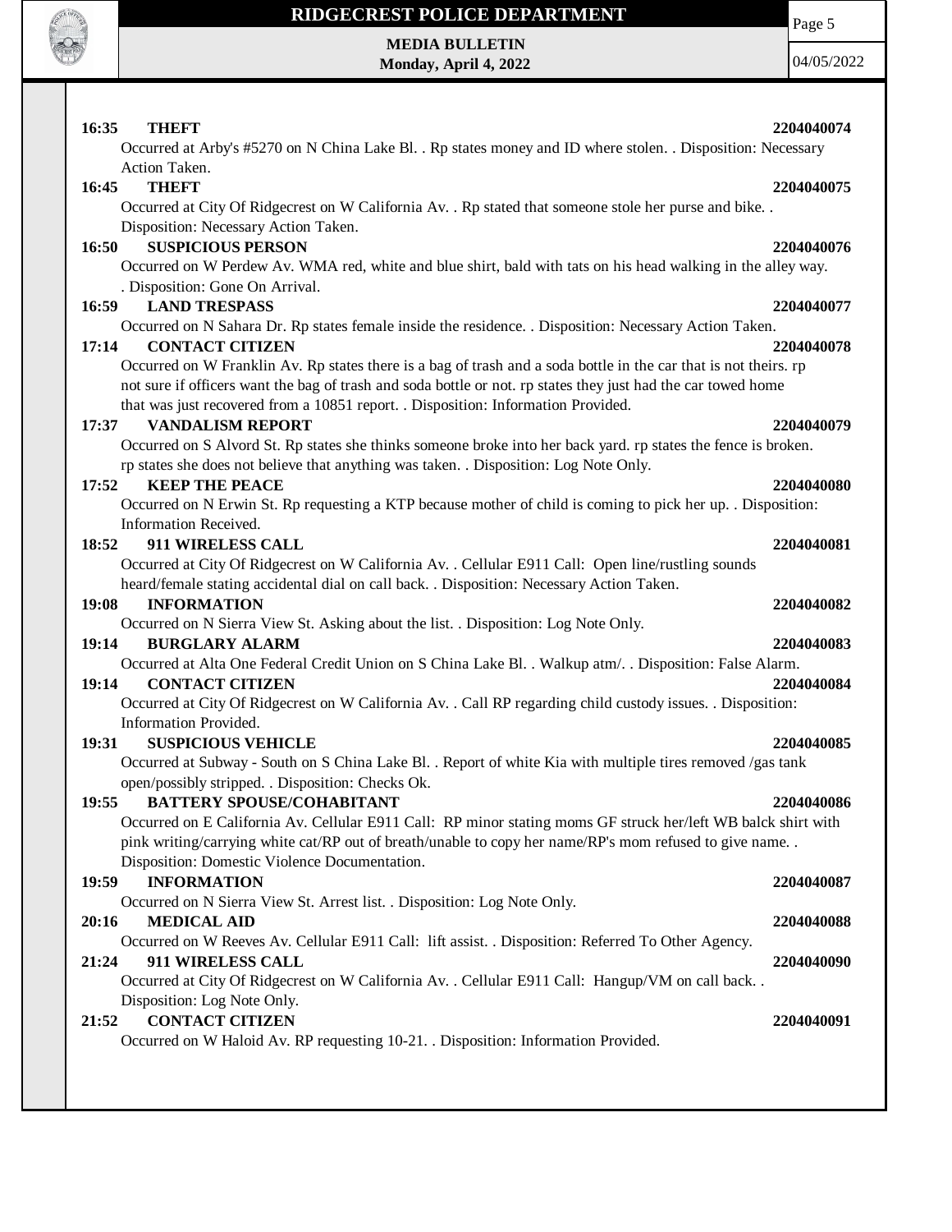**16:35 THEFT** **2204040074**

Occurred at Arby's #5270 on N China Lake Bl. . Rp states money and ID where stolen. . Disposition: Necessary Action Taken.

**16:45 THEFT** **2204040075**

Occurred at City Of Ridgecrest on W California Av. . Rp stated that someone stole her purse and bike. . Disposition: Necessary Action Taken.

**16:50 SUSPICIOUS PERSON** **2204040076**

Occurred on W Perdew Av. WMA red, white and blue shirt, bald with tats on his head walking in the alley way. . Disposition: Gone On Arrival.

**16:59 LAND TRESPASS** **2204040077**

Occurred on N Sahara Dr. Rp states female inside the residence. . Disposition: Necessary Action Taken.

**17:14 CONTACT CITIZEN** **2204040078**

Occurred on W Franklin Av. Rp states there is a bag of trash and a soda bottle in the car that is not theirs. rp not sure if officers want the bag of trash and soda bottle or not. rp states they just had the car towed home that was just recovered from a 10851 report. . Disposition: Information Provided.

**17:37 VANDALISM REPORT** **2204040079**

Occurred on S Alvord St. Rp states she thinks someone broke into her back yard. rp states the fence is broken. rp states she does not believe that anything was taken. . Disposition: Log Note Only.

**17:52 KEEP THE PEACE** **2204040080**

Occurred on N Erwin St. Rp requesting a KTP because mother of child is coming to pick her up. . Disposition: Information Received.

**18:52 911 WIRELESS CALL** **2204040081**

Occurred at City Of Ridgecrest on W California Av. . Cellular E911 Call: Open line/rustling sounds heard/female stating accidental dial on call back. . Disposition: Necessary Action Taken.

**19:08 INFORMATION** **2204040082**

Occurred on N Sierra View St. Asking about the list. . Disposition: Log Note Only.

**19:14 BURGLARY ALARM** **2204040083**

Occurred at Alta One Federal Credit Union on S China Lake Bl. . Walkup atm/. . Disposition: False Alarm.

**19:14 CONTACT CITIZEN** **2204040084**

Occurred at City Of Ridgecrest on W California Av. . Call RP regarding child custody issues. . Disposition: Information Provided.

**19:31 SUSPICIOUS VEHICLE** **2204040085**

Occurred at Subway - South on S China Lake Bl. . Report of white Kia with multiple tires removed /gas tank open/possibly stripped. . Disposition: Checks Ok.

**19:55 BATTERY SPOUSE/COHABITANT** **2204040086**

Occurred on E California Av. Cellular E911 Call: RP minor stating moms GF struck her/left WB balck shirt with pink writing/carrying white cat/RP out of breath/unable to copy her name/RP's mom refused to give name. . Disposition: Domestic Violence Documentation.

**19:59 INFORMATION** **2204040087**

Occurred on N Sierra View St. Arrest list. . Disposition: Log Note Only.

**20:16 MEDICAL AID** **2204040088**

Occurred on W Reeves Av. Cellular E911 Call: lift assist. . Disposition: Referred To Other Agency.

**21:24 911 WIRELESS CALL** **2204040090**

Occurred at City Of Ridgecrest on W California Av. . Cellular E911 Call: Hangup/VM on call back. . Disposition: Log Note Only.

**21:52 CONTACT CITIZEN** **2204040091**

Occurred on W Haloid Av. RP requesting 10-21. . Disposition: Information Provided.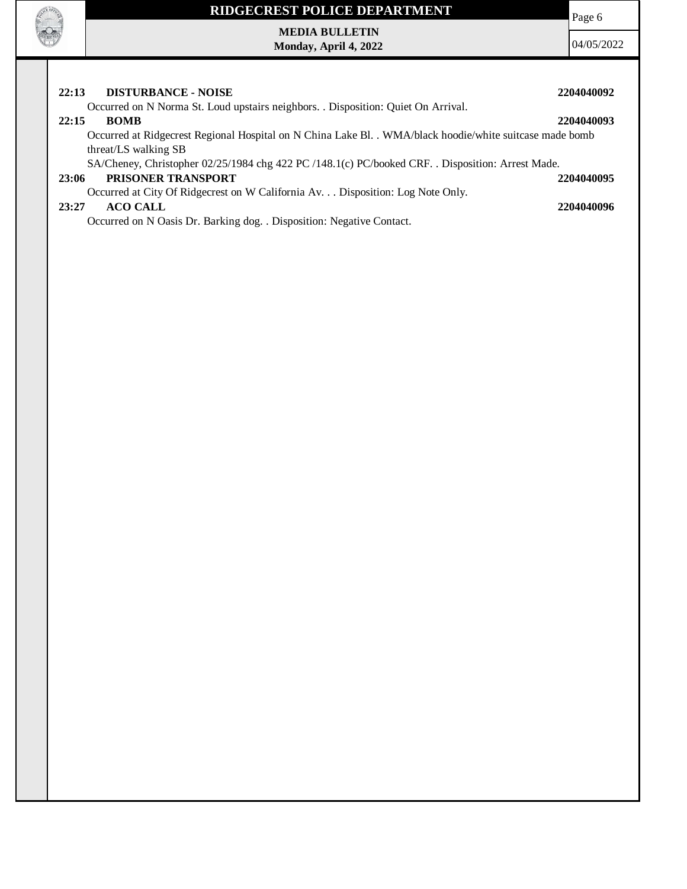**22:13 DISTURBANCE - NOISE** **2204040092**

Occurred on N Norma St. Loud upstairs neighbors. . Disposition: Quiet On Arrival.

**22:15 BOMB** **2204040093**

Occurred at Ridgecrest Regional Hospital on N China Lake Bl. . WMA/black hoodie/white suitcase made bomb threat/LS walking SB

SA/Cheney, Christopher 02/25/1984 chg 422 PC /148.1(c) PC/booked CRF. . Disposition: Arrest Made.

**23:06 PRISONER TRANSPORT** **2204040095**

Occurred at City Of Ridgecrest on W California Av. . . Disposition: Log Note Only.

**23:27 ACO CALL** **2204040096**

Occurred on N Oasis Dr. Barking dog. . Disposition: Negative Contact.